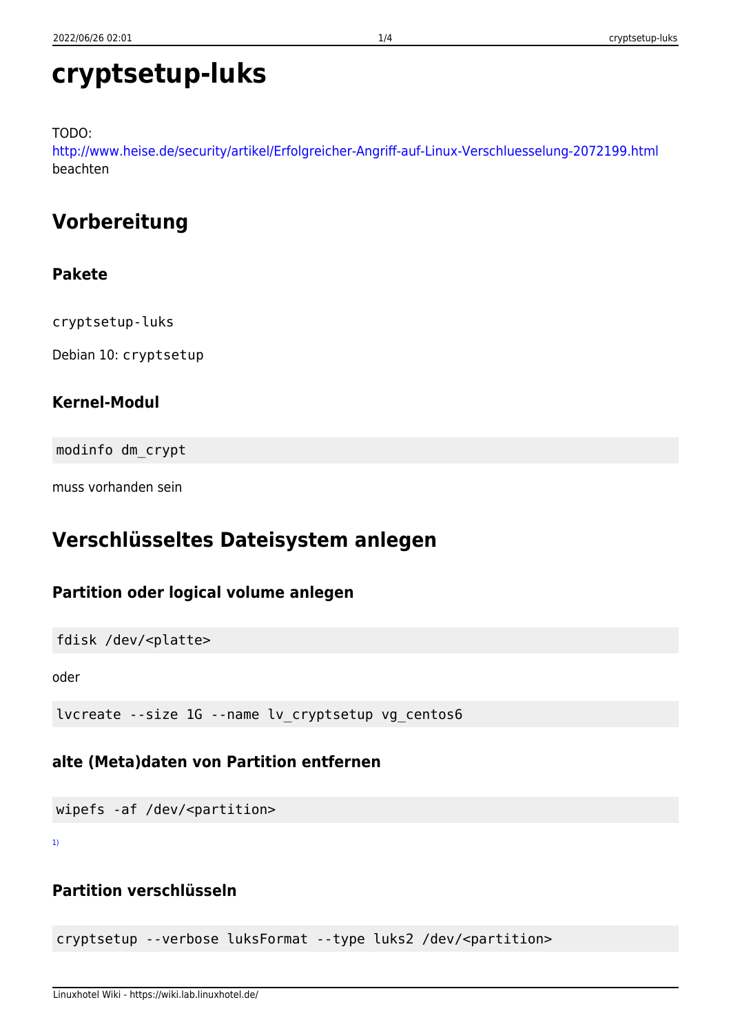# cryptsetup-luks

TODO:
http://www.heise.de/security/artikel/Erfolgreicher-Angriff-auf-Linux-Verschluesselung-2072199.html
beachten

## Vorbereitung

### Pakete

`cryptsetup-luks`

Debian 10: `cryptsetup`

### Kernel-Modul

```
modinfo dm_crypt
```

muss vorhanden sein

## Verschlüsseltes Dateisystem anlegen

### Partition oder logical volume anlegen

```
fdisk /dev/<platte>
```

oder

```
lvcreate --size 1G --name lv_cryptsetup vg_centos6
```

### alte (Meta)daten von Partition entfernen

```
wipefs -af /dev/<partition>
```

[1)]

### Partition verschlüsseln

```
cryptsetup --verbose luksFormat --type luks2 /dev/<partition>
```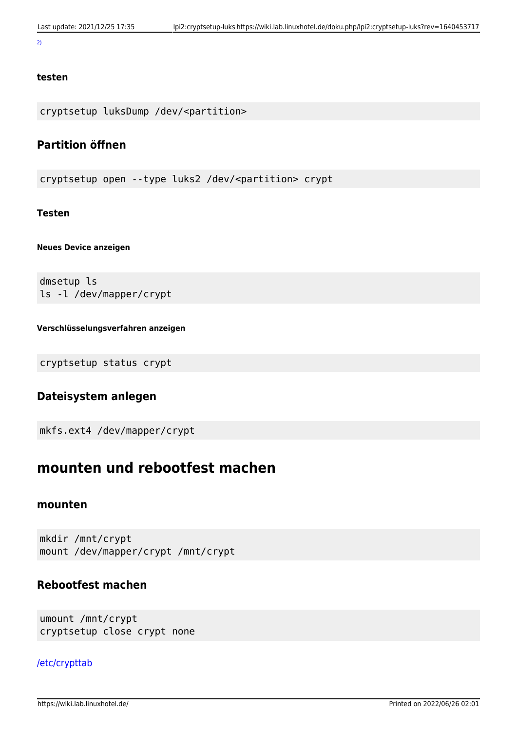[2]

#### testen

```
cryptsetup luksDump /dev/<partition>
```

### Partition öffnen

```
cryptsetup open --type luks2 /dev/<partition> crypt
```

#### Testen

##### Neues Device anzeigen

```
dmsetup ls
ls -l /dev/mapper/crypt
```

##### Verschlüsselungsverfahren anzeigen

```
cryptsetup status crypt
```

### Dateisystem anlegen

```
mkfs.ext4 /dev/mapper/crypt
```

## mounten und rebootfest machen

### mounten

```
mkdir /mnt/crypt
mount /dev/mapper/crypt /mnt/crypt
```

### Rebootfest machen

```
umount /mnt/crypt
cryptsetup close crypt none
```

/etc/crypttab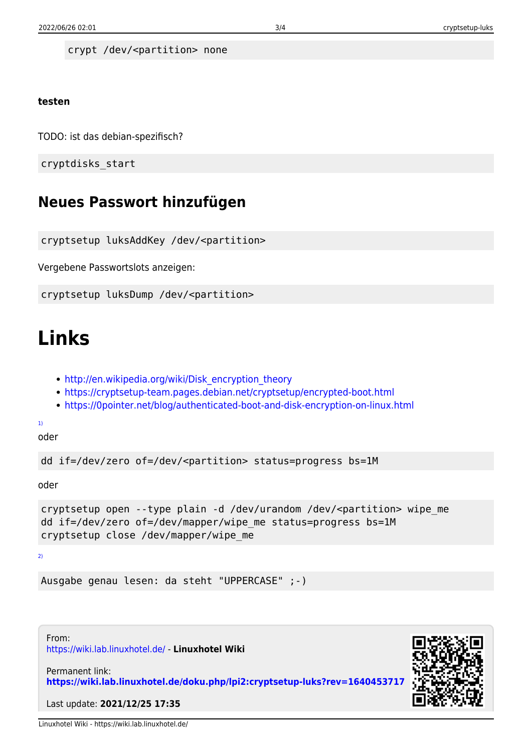```
crypt /dev/<partition> none
```

**testen**

TODO: ist das debian-spezifisch?

```
cryptdisks_start
```

## Neues Passwort hinzufügen

```
cryptsetup luksAddKey /dev/<partition>
```

Vergebene Passwortslots anzeigen:

```
cryptsetup luksDump /dev/<partition>
```

# Links

- http://en.wikipedia.org/wiki/Disk_encryption_theory
- https://cryptsetup-team.pages.debian.net/cryptsetup/encrypted-boot.html
- https://0pointer.net/blog/authenticated-boot-and-disk-encryption-on-linux.html

[1)]
oder

```
dd if=/dev/zero of=/dev/<partition> status=progress bs=1M
```

oder

```
cryptsetup open --type plain -d /dev/urandom /dev/<partition> wipe_me
dd if=/dev/zero of=/dev/mapper/wipe_me status=progress bs=1M
cryptsetup close /dev/mapper/wipe_me
```

[2)]

```
Ausgabe genau lesen: da steht "UPPERCASE" ;-)
```

From:
https://wiki.lab.linuxhotel.de/ - **Linuxhotel Wiki**

Permanent link:
**https://wiki.lab.linuxhotel.de/doku.php/lpi2:cryptsetup-luks?rev=1640453717**

Last update: **2021/12/25 17:35**